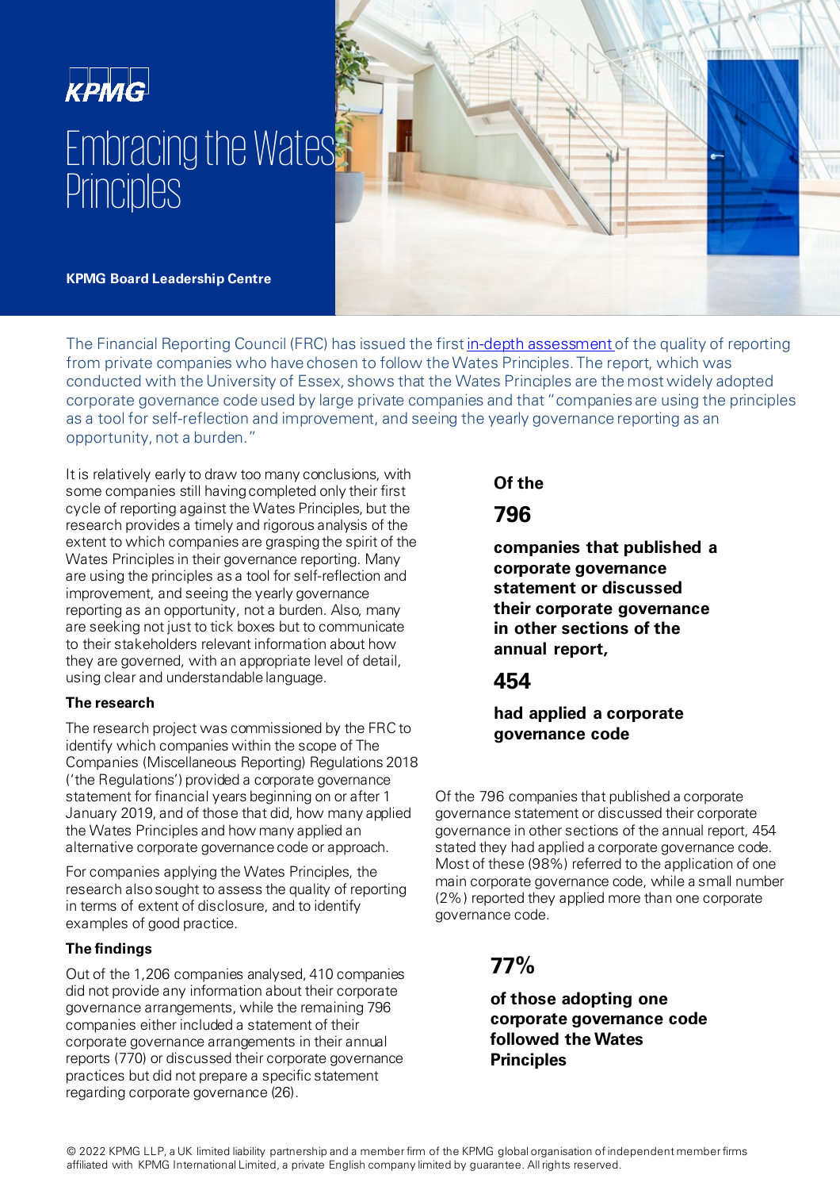KPMG

# Embracing the Wates Principles

**KPMG Board Leadership Centre**

The Financial Reporting Council (FRC) has issued the first in-depth assessment of the quality of reporting from private companies who have chosen to follow the Wates Principles. The report, which was conducted with the University of Essex, shows that the Wates Principles are the most widely adopted corporate governance code used by large private companies and that "companies are using the principles as a tool for self-reflection and improvement, and seeing the yearly governance reporting as an opportunity, not a burden."

It is relatively early to draw too many conclusions, with some companies still having completed only their first cycle of reporting against the Wates Principles, but the research provides a timely and rigorous analysis of the extent to which companies are grasping the spirit of the Wates Principles in their governance reporting. Many are using the principles as a tool for self-reflection and improvement, and seeing the yearly governance reporting as an opportunity, not a burden. Also, many are seeking not just to tick boxes but to communicate to their stakeholders relevant information about how they are governed, with an appropriate level of detail, using clear and understandable language.

### The research

The research project was commissioned by the FRC to identify which companies within the scope of The Companies (Miscellaneous Reporting) Regulations 2018 ('the Regulations') provided a corporate governance statement for financial years beginning on or after 1 January 2019, and of those that did, how many applied the Wates Principles and how many applied an alternative corporate governance code or approach.

For companies applying the Wates Principles, the research also sought to assess the quality of reporting in terms of extent of disclosure, and to identify examples of good practice.

### The findings

Out of the 1,206 companies analysed, 410 companies did not provide any information about their corporate governance arrangements, while the remaining 796 companies either included a statement of their corporate governance arrangements in their annual reports (770) or discussed their corporate governance practices but did not prepare a specific statement regarding corporate governance (26).

**Of the**

**796**

**companies that published a corporate governance statement or discussed their corporate governance in other sections of the annual report,**

**454**

**had applied a corporate governance code**

Of the 796 companies that published a corporate governance statement or discussed their corporate governance in other sections of the annual report, 454 stated they had applied a corporate governance code. Most of these (98%) referred to the application of one main corporate governance code, while a small number (2%) reported they applied more than one corporate governance code.

**77%**

**of those adopting one corporate governance code followed the Wates Principles**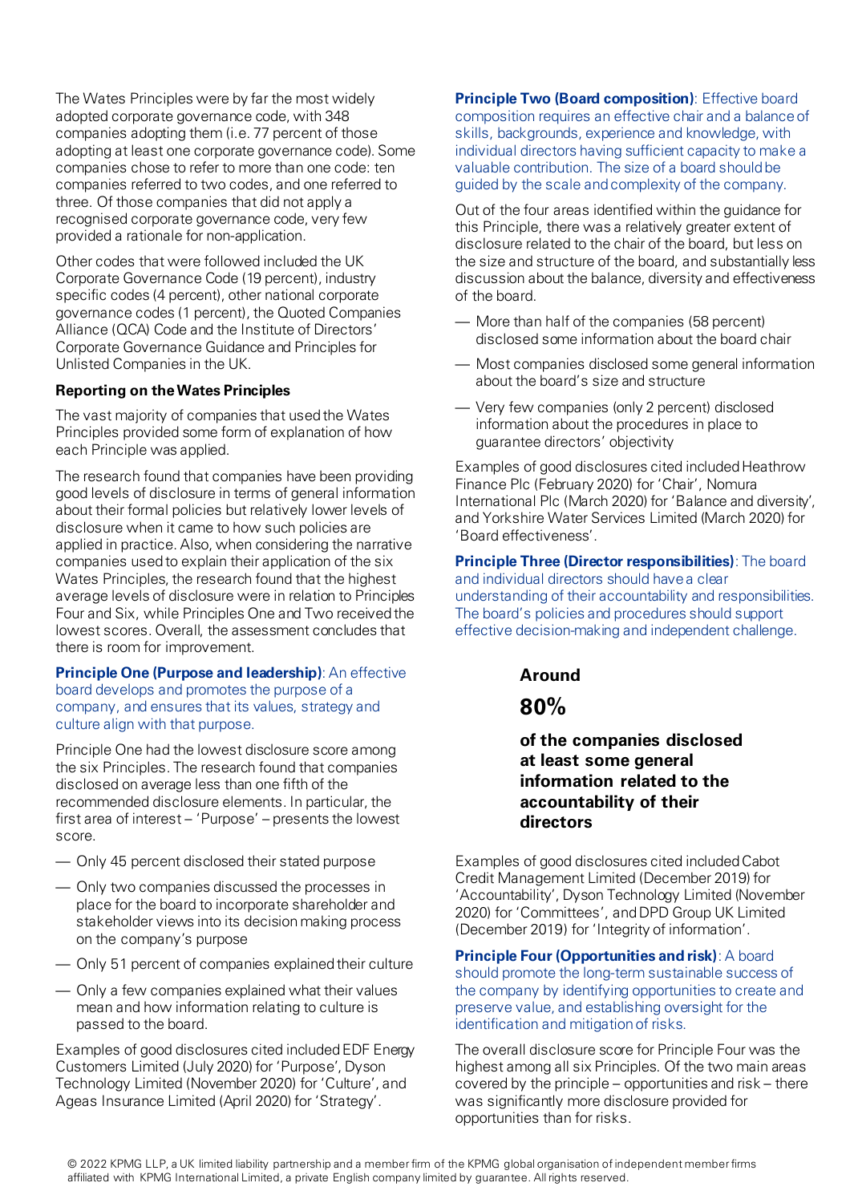The Wates Principles were by far the most widely adopted corporate governance code, with 348 companies adopting them (i.e. 77 percent of those adopting at least one corporate governance code). Some companies chose to refer to more than one code: ten companies referred to two codes, and one referred to three. Of those companies that did not apply a recognised corporate governance code, very few provided a rationale for non-application.

Other codes that were followed included the UK Corporate Governance Code (19 percent), industry specific codes (4 percent), other national corporate governance codes (1 percent), the Quoted Companies Alliance (QCA) Code and the Institute of Directors' Corporate Governance Guidance and Principles for Unlisted Companies in the UK.

### Reporting on the Wates Principles

The vast majority of companies that used the Wates Principles provided some form of explanation of how each Principle was applied.

The research found that companies have been providing good levels of disclosure in terms of general information about their formal policies but relatively lower levels of disclosure when it came to how such policies are applied in practice. Also, when considering the narrative companies used to explain their application of the six Wates Principles, the research found that the highest average levels of disclosure were in relation to Principles Four and Six, while Principles One and Two received the lowest scores. Overall, the assessment concludes that there is room for improvement.

**Principle One (Purpose and leadership)**: An effective board develops and promotes the purpose of a company, and ensures that its values, strategy and culture align with that purpose.

Principle One had the lowest disclosure score among the six Principles. The research found that companies disclosed on average less than one fifth of the recommended disclosure elements. In particular, the first area of interest – 'Purpose' – presents the lowest score.

- Only 45 percent disclosed their stated purpose
- Only two companies discussed the processes in place for the board to incorporate shareholder and stakeholder views into its decision making process on the company's purpose
- Only 51 percent of companies explained their culture
- Only a few companies explained what their values mean and how information relating to culture is passed to the board.

Examples of good disclosures cited included EDF Energy Customers Limited (July 2020) for 'Purpose', Dyson Technology Limited (November 2020) for 'Culture', and Ageas Insurance Limited (April 2020) for 'Strategy'.

**Principle Two (Board composition)**: Effective board composition requires an effective chair and a balance of skills, backgrounds, experience and knowledge, with individual directors having sufficient capacity to make a valuable contribution. The size of a board should be guided by the scale and complexity of the company.

Out of the four areas identified within the guidance for this Principle, there was a relatively greater extent of disclosure related to the chair of the board, but less on the size and structure of the board, and substantially less discussion about the balance, diversity and effectiveness of the board.

- More than half of the companies (58 percent) disclosed some information about the board chair
- Most companies disclosed some general information about the board's size and structure
- Very few companies (only 2 percent) disclosed information about the procedures in place to guarantee directors' objectivity

Examples of good disclosures cited included Heathrow Finance Plc (February 2020) for 'Chair', Nomura International Plc (March 2020) for 'Balance and diversity', and Yorkshire Water Services Limited (March 2020) for 'Board effectiveness'.

**Principle Three (Director responsibilities)**: The board and individual directors should have a clear understanding of their accountability and responsibilities. The board's policies and procedures should support effective decision-making and independent challenge.

**Around**

**80%**

**of the companies disclosed at least some general information related to the accountability of their directors**

Examples of good disclosures cited included Cabot Credit Management Limited (December 2019) for 'Accountability', Dyson Technology Limited (November 2020) for 'Committees', and DPD Group UK Limited (December 2019) for 'Integrity of information'.

**Principle Four (Opportunities and risk)**: A board should promote the long-term sustainable success of the company by identifying opportunities to create and preserve value, and establishing oversight for the identification and mitigation of risks.

The overall disclosure score for Principle Four was the highest among all six Principles. Of the two main areas covered by the principle – opportunities and risk – there was significantly more disclosure provided for opportunities than for risks.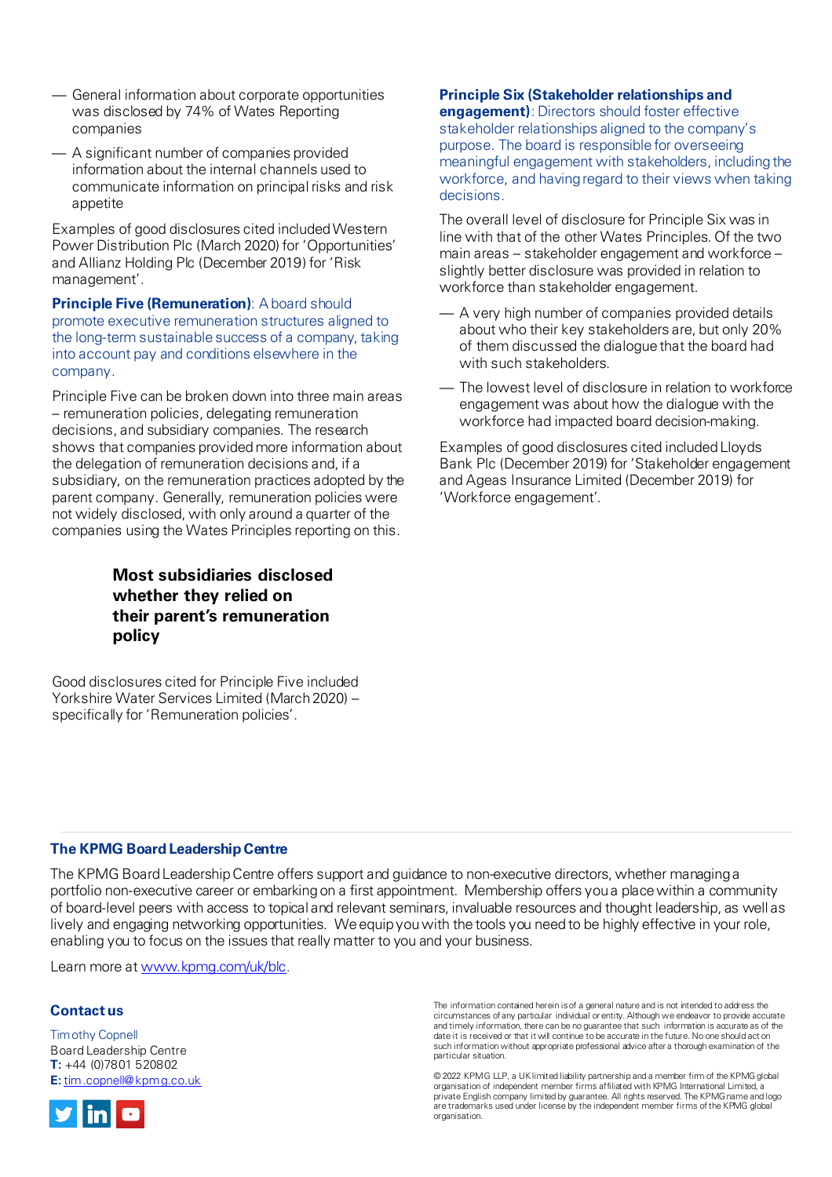- General information about corporate opportunities was disclosed by 74% of Wates Reporting companies
- A significant number of companies provided information about the internal channels used to communicate information on principal risks and risk appetite

Examples of good disclosures cited included Western Power Distribution Plc (March 2020) for 'Opportunities' and Allianz Holding Plc (December 2019) for 'Risk management'.

**Principle Five (Remuneration)**: A board should promote executive remuneration structures aligned to the long-term sustainable success of a company, taking into account pay and conditions elsewhere in the company.

Principle Five can be broken down into three main areas – remuneration policies, delegating remuneration decisions, and subsidiary companies. The research shows that companies provided more information about the delegation of remuneration decisions and, if a subsidiary, on the remuneration practices adopted by the parent company. Generally, remuneration policies were not widely disclosed, with only around a quarter of the companies using the Wates Principles reporting on this.

**Most subsidiaries disclosed whether they relied on their parent's remuneration policy**

Good disclosures cited for Principle Five included Yorkshire Water Services Limited (March 2020) – specifically for 'Remuneration policies'.

**Principle Six (Stakeholder relationships and engagement)**: Directors should foster effective stakeholder relationships aligned to the company's purpose. The board is responsible for overseeing meaningful engagement with stakeholders, including the workforce, and having regard to their views when taking decisions.

The overall level of disclosure for Principle Six was in line with that of the other Wates Principles. Of the two main areas – stakeholder engagement and workforce – slightly better disclosure was provided in relation to workforce than stakeholder engagement.

- A very high number of companies provided details about who their key stakeholders are, but only 20% of them discussed the dialogue that the board had with such stakeholders.
- The lowest level of disclosure in relation to workforce engagement was about how the dialogue with the workforce had impacted board decision-making.

Examples of good disclosures cited included Lloyds Bank Plc (December 2019) for 'Stakeholder engagement and Ageas Insurance Limited (December 2019) for 'Workforce engagement'.

## The KPMG Board Leadership Centre

The KPMG Board Leadership Centre offers support and guidance to non-executive directors, whether managing a portfolio non-executive career or embarking on a first appointment. Membership offers you a place within a community of board-level peers with access to topical and relevant seminars, invaluable resources and thought leadership, as well as lively and engaging networking opportunities. We equip you with the tools you need to be highly effective in your role, enabling you to focus on the issues that really matter to you and your business.

Learn more at www.kpmg.com/uk/blc.

## Contact us

Timothy Copnell
Board Leadership Centre
**T:** +44 (0)7801 520802
**E:** tim.copnell@kpmg.co.uk

The information contained herein is of a general nature and is not intended to address the circumstances of any particular individual or entity. Although we endeavor to provide accurate and timely information, there can be no guarantee that such information is accurate as of the date it is received or that it will continue to be accurate in the future. No one should act on such information without appropriate professional advice after a thorough examination of the particular situation.

© 2022 KPMG LLP, a UK limited liability partnership and a member firm of the KPMG global organisation of independent member firms affiliated with KPMG International Limited, a private English company limited by guarantee. All rights reserved. The KPMG name and logo are trademarks used under license by the independent member firms of the KPMG global organisation.